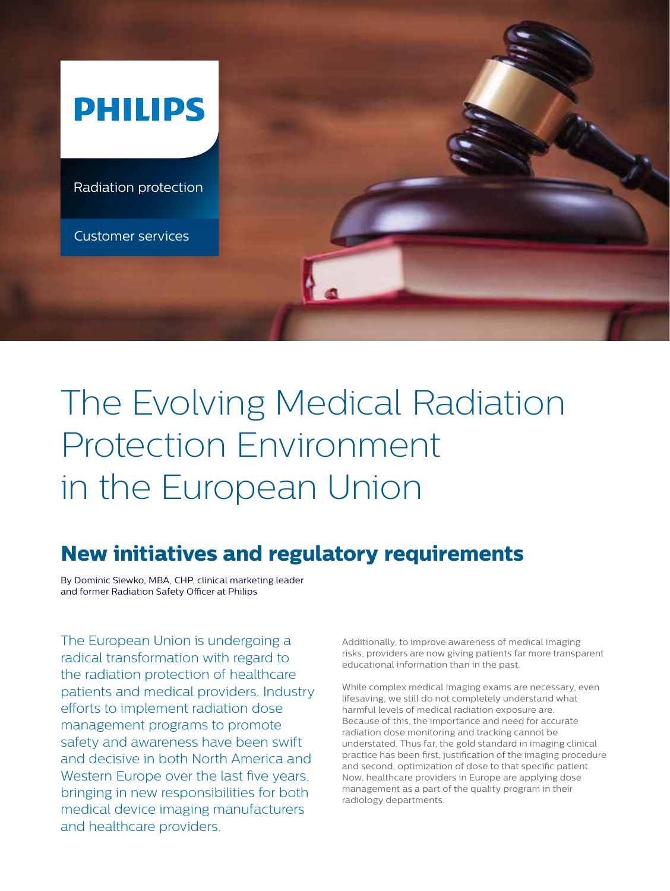PHILIPS

Radiation protection

Customer services

# The Evolving Medical Radiation Protection Environment in the European Union

## New initiatives and regulatory requirements

By Dominic Siewko, MBA, CHP, clinical marketing leader and former Radiation Safety Officer at Philips

The European Union is undergoing a radical transformation with regard to the radiation protection of healthcare patients and medical providers. Industry efforts to implement radiation dose management programs to promote safety and awareness have been swift and decisive in both North America and Western Europe over the last five years, bringing in new responsibilities for both medical device imaging manufacturers and healthcare providers.

Additionally, to improve awareness of medical imaging risks, providers are now giving patients far more transparent educational information than in the past.

While complex medical imaging exams are necessary, even lifesaving, we still do not completely understand what harmful levels of medical radiation exposure are. Because of this, the importance and need for accurate radiation dose monitoring and tracking cannot be understated. Thus far, the gold standard in imaging clinical practice has been first, justification of the imaging procedure and second, optimization of dose to that specific patient. Now, healthcare providers in Europe are applying dose management as a part of the quality program in their radiology departments.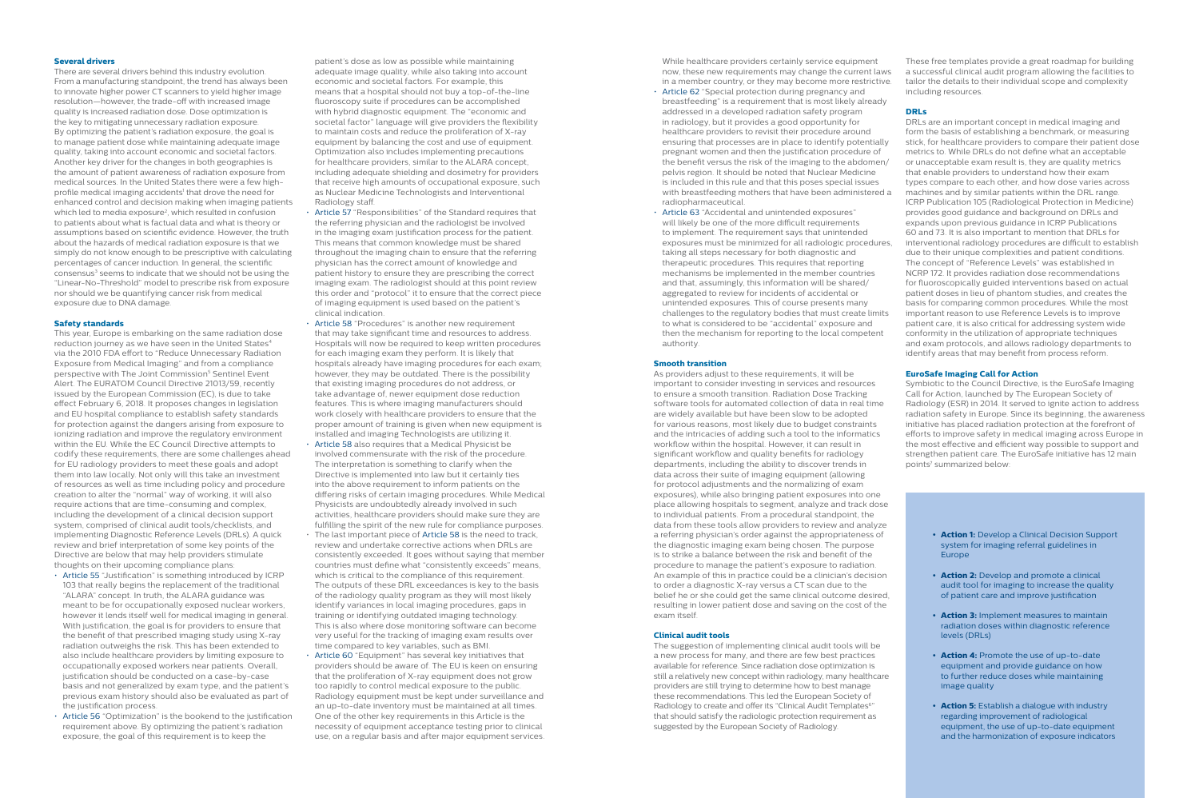### Several drivers

There are several drivers behind this industry evolution. From a manufacturing standpoint, the trend has always been to innovate higher power CT scanners to yield higher image resolution—however, the trade-off with increased image quality is increased radiation dose. Dose optimization is the key to mitigating unnecessary radiation exposure. By optimizing the patient's radiation exposure, the goal is to manage patient dose while maintaining adequate image quality, taking into account economic and societal factors. Another key driver for the changes in both geographies is the amount of patient awareness of radiation exposure from medical sources. In the United States there were a few high-profile medical imaging accidents[1] that drove the need for enhanced control and decision making when imaging patients which led to media exposure[2], which resulted in confusion to patients about what is factual data and what is theory or assumptions based on scientific evidence. However, the truth about the hazards of medical radiation exposure is that we simply do not know enough to be prescriptive with calculating percentages of cancer induction. In general, the scientific consensus[3] seems to indicate that we should not be using the "Linear-No-Threshold" model to prescribe risk from exposure nor should we be quantifying cancer risk from medical exposure due to DNA damage.

### Safety standards

This year, Europe is embarking on the same radiation dose reduction journey as we have seen in the United States[4] via the 2010 FDA effort to "Reduce Unnecessary Radiation Exposure from Medical Imaging" and from a compliance perspective with The Joint Commission[5] Sentinel Event Alert. The EURATOM Council Directive 21013/59, recently issued by the European Commission (EC), is due to take effect February 6, 2018. It proposes changes in legislation and EU hospital compliance to establish safety standards for protection against the dangers arising from exposure to ionizing radiation and improve the regulatory environment within the EU. While the EC Council Directive attempts to codify these requirements, there are some challenges ahead for EU radiology providers to meet these goals and adopt them into law locally. Not only will this take an investment of resources as well as time including policy and procedure creation to alter the "normal" way of working, it will also require actions that are time-consuming and complex, including the development of a clinical decision support system, comprised of clinical audit tools/checklists, and implementing Diagnostic Reference Levels (DRLs). A quick review and brief interpretation of some key points of the Directive are below that may help providers stimulate thoughts on their upcoming compliance plans:

- Article 55 "Justification" is something introduced by ICRP 103 that really begins the replacement of the traditional "ALARA" concept. In truth, the ALARA guidance was meant to be for occupationally exposed nuclear workers, however it lends itself well for medical imaging in general. With justification, the goal is for providers to ensure that the benefit of that prescribed imaging study using X-ray radiation outweighs the risk. This has been extended to also include healthcare providers by limiting exposure to occupationally exposed workers near patients. Overall, justification should be conducted on a case-by-case basis and not generalized by exam type, and the patient's previous exam history should also be evaluated as part of the justification process.
- Article 56 "Optimization" is the bookend to the justification requirement above. By optimizing the patient's radiation exposure, the goal of this requirement is to keep the patient's dose as low as possible while maintaining adequate image quality, while also taking into account economic and societal factors. For example, this means that a hospital should not buy a top-of-the-line fluoroscopy suite if procedures can be accomplished with hybrid diagnostic equipment. The "economic and societal factor" language will give providers the flexibility to maintain costs and reduce the proliferation of X-ray equipment by balancing the cost and use of equipment. Optimization also includes implementing precautions for healthcare providers, similar to the ALARA concept, including adequate shielding and dosimetry for providers that receive high amounts of occupational exposure, such as Nuclear Medicine Technologists and Interventional Radiology staff.
- Article 57 "Responsibilities" of the Standard requires that the referring physician and the radiologist be involved in the imaging exam justification process for the patient. This means that common knowledge must be shared throughout the imaging chain to ensure that the referring physician has the correct amount of knowledge and patient history to ensure they are prescribing the correct imaging exam. The radiologist should at this point review this order and "protocol" it to ensure the correct piece of imaging equipment is used based on the patient's clinical indication.
- Article 58 "Procedures" is another new requirement that may take significant time and resources to address. Hospitals will now be required to keep written procedures for each imaging exam they perform. It is likely that hospitals already have imaging procedures for each exam; however, they may be outdated. There is the possibility that existing imaging procedures do not address, or take advantage of, newer equipment dose reduction features. This is where imaging manufacturers should work closely with healthcare providers to ensure that the proper amount of training is given when new equipment is installed and imaging Technologists are utilizing it.
- Article 58 also requires that a Medical Physicist be involved commensurate with the risk of the procedure. The interpretation is something to clarify when the Directive is implemented into law but it certainly ties into the above requirement to inform patients on the differing risks of certain imaging procedures. While Medical Physicists are undoubtedly already involved in such activities, healthcare providers should make sure they are fulfilling the spirit of the new rule for compliance purposes.
- The last important piece of Article 58 is the need to track, review and undertake corrective actions when DRLs are consistently exceeded. It goes without saying that member countries must define what "consistently exceeds" means, which is critical to the compliance of this requirement. The outputs of these DRL exceedances is key to the basis of the radiology quality program as they will most likely identify variances in local imaging procedures, gaps in training or identifying outdated imaging technology. This is also where dose monitoring software can become very useful for the tracking of imaging exam results over time compared to key variables, such as BMI.
- Article 60 "Equipment" has several key initiatives that providers should be aware of. The EU is keen on ensuring that the proliferation of X-ray equipment does not grow too rapidly to control medical exposure to the public. Radiology equipment must be kept under surveillance and an up-to-date inventory must be maintained at all times. One of the other key requirements in this Article is the necessity of equipment acceptance testing prior to clinical use, on a regular basis and after major equipment services. While healthcare providers certainly service equipment now, these new requirements may change the current laws in a member country, or they may become more restrictive.
- Article 62 "Special protection during pregnancy and breastfeeding" is a requirement that is most likely already addressed in a developed radiation safety program in radiology, but it provides a good opportunity for healthcare providers to revisit their procedure around ensuring that processes are in place to identify potentially pregnant women and then the justification procedure of the benefit versus the risk of the imaging to the abdomen/pelvis region. It should be noted that Nuclear Medicine is included in this rule and that this poses special issues with breastfeeding mothers that have been administered a radiopharmaceutical.
- Article 63 "Accidental and unintended exposures" will likely be one of the more difficult requirements to implement. The requirement says that unintended exposures must be minimized for all radiologic procedures, taking all steps necessary for both diagnostic and therapeutic procedures. This requires that reporting mechanisms be implemented in the member countries and that, assumingly, this information will be shared/aggregated to review for incidents of accidental or unintended exposures. This of course presents many challenges to the regulatory bodies that must create limits to what is considered to be "accidental" exposure and then the mechanism for reporting to the local competent authority.

### Smooth transition

As providers adjust to these requirements, it will be important to consider investing in services and resources to ensure a smooth transition. Radiation Dose Tracking software tools for automated collection of data in real time are widely available but have been slow to be adopted for various reasons, most likely due to budget constraints and the intricacies of adding such a tool to the informatics workflow within the hospital. However, it can result in significant workflow and quality benefits for radiology departments, including the ability to discover trends in data across their suite of imaging equipment (allowing for protocol adjustments and the normalizing of exam exposures), while also bringing patient exposures into one place allowing hospitals to segment, analyze and track dose to individual patients. From a procedural standpoint, the data from these tools allow providers to review and analyze a referring physician's order against the appropriateness of the diagnostic imaging exam being chosen. The purpose is to strike a balance between the risk and benefit of the procedure to manage the patient's exposure to radiation. An example of this in practice could be a clinician's decision to order a diagnostic X-ray versus a CT scan due to the belief he or she could get the same clinical outcome desired, resulting in lower patient dose and saving on the cost of the exam itself.

### Clinical audit tools

The suggestion of implementing clinical audit tools will be a new process for many, and there are few best practices available for reference. Since radiation dose optimization is still a relatively new concept within radiology, many healthcare providers are still trying to determine how to best manage these recommendations. This led the European Society of Radiology to create and offer its "Clinical Audit Templates[6]" that should satisfy the radiologic protection requirement as suggested by the European Society of Radiology.

These free templates provide a great roadmap for building a successful clinical audit program allowing the facilities to tailor the details to their individual scope and complexity including resources.

### DRLs

DRLs are an important concept in medical imaging and form the basis of establishing a benchmark, or measuring stick, for healthcare providers to compare their patient dose metrics to. While DRLs do not define what an acceptable or unacceptable exam result is, they are quality metrics that enable providers to understand how their exam types compare to each other, and how dose varies across machines and by similar patients within the DRL range. ICRP Publication 105 (Radiological Protection in Medicine) provides good guidance and background on DRLs and expands upon previous guidance in ICRP Publications 60 and 73. It is also important to mention that DRLs for interventional radiology procedures are difficult to establish due to their unique complexities and patient conditions. The concept of "Reference Levels" was established in NCRP 172. It provides radiation dose recommendations for fluoroscopically guided interventions based on actual patient doses in lieu of phantom studies, and creates the basis for comparing common procedures. While the most important reason to use Reference Levels is to improve patient care, it is also critical for addressing system wide conformity in the utilization of appropriate techniques and exam protocols, and allows radiology departments to identify areas that may benefit from process reform.

### EuroSafe Imaging Call for Action

Symbiotic to the Council Directive, is the EuroSafe Imaging Call for Action, launched by The European Society of Radiology (ESR) in 2014. It served to ignite action to address radiation safety in Europe. Since its beginning, the awareness initiative has placed radiation protection at the forefront of efforts to improve safety in medical imaging across Europe in the most effective and efficient way possible to support and strengthen patient care. The EuroSafe initiative has 12 main points[7] summarized below:

- **Action 1:** Develop a Clinical Decision Support system for imaging referral guidelines in Europe
- **Action 2:** Develop and promote a clinical audit tool for imaging to increase the quality of patient care and improve justification
- **Action 3:** Implement measures to maintain radiation doses within diagnostic reference levels (DRLs)
- **Action 4:** Promote the use of up-to-date equipment and provide guidance on how to further reduce doses while maintaining image quality
- **Action 5:** Establish a dialogue with industry regarding improvement of radiological equipment, the use of up-to-date equipment and the harmonization of exposure indicators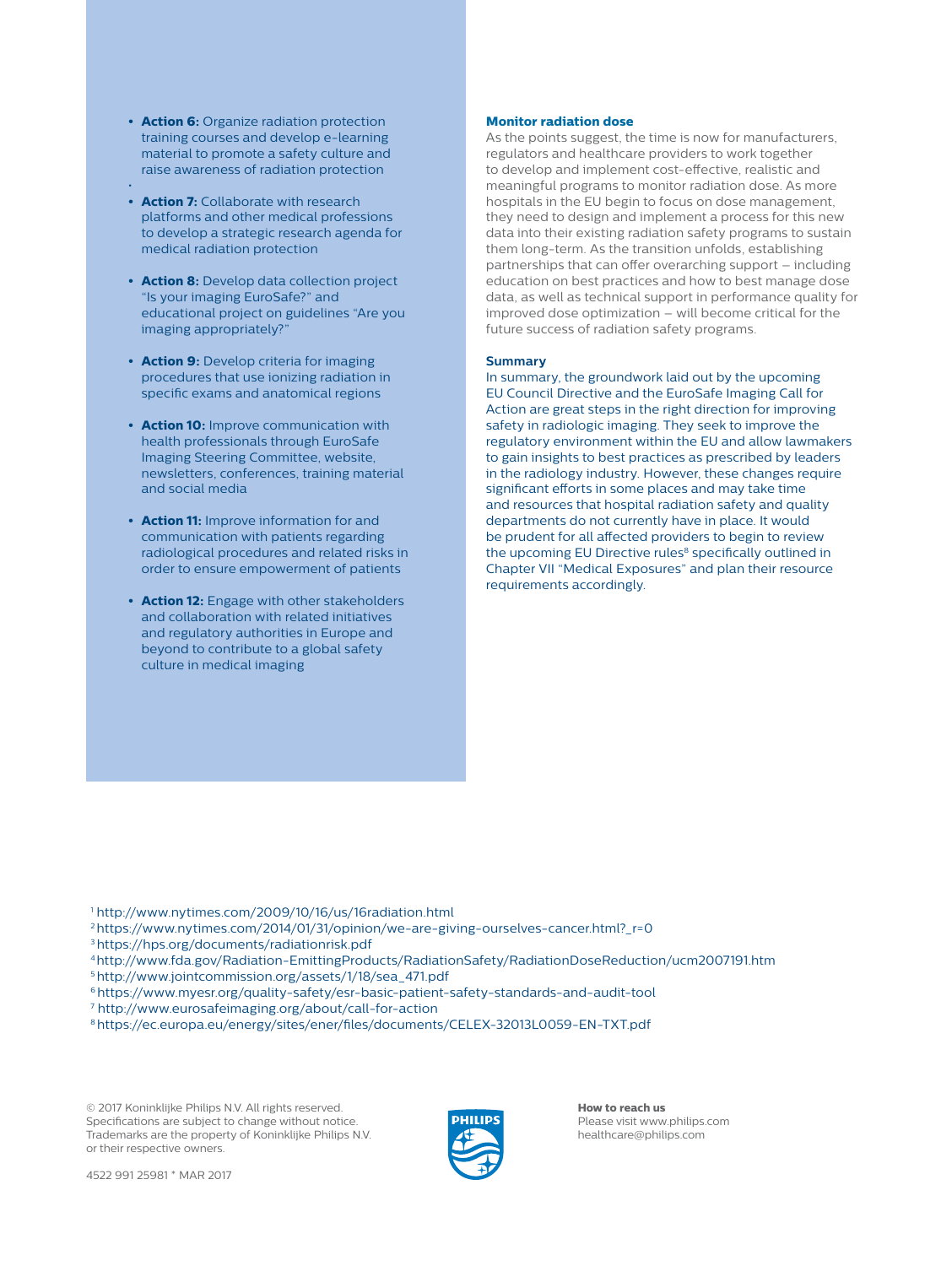- **Action 6:** Organize radiation protection training courses and develop e-learning material to promote a safety culture and raise awareness of radiation protection
- **Action 7:** Collaborate with research platforms and other medical professions to develop a strategic research agenda for medical radiation protection
- **Action 8:** Develop data collection project "Is your imaging EuroSafe?" and educational project on guidelines "Are you imaging appropriately?"
- **Action 9:** Develop criteria for imaging procedures that use ionizing radiation in specific exams and anatomical regions
- **Action 10:** Improve communication with health professionals through EuroSafe Imaging Steering Committee, website, newsletters, conferences, training material and social media
- **Action 11:** Improve information for and communication with patients regarding radiological procedures and related risks in order to ensure empowerment of patients
- **Action 12:** Engage with other stakeholders and collaboration with related initiatives and regulatory authorities in Europe and beyond to contribute to a global safety culture in medical imaging

### Monitor radiation dose

As the points suggest, the time is now for manufacturers, regulators and healthcare providers to work together to develop and implement cost-effective, realistic and meaningful programs to monitor radiation dose. As more hospitals in the EU begin to focus on dose management, they need to design and implement a process for this new data into their existing radiation safety programs to sustain them long-term. As the transition unfolds, establishing partnerships that can offer overarching support – including education on best practices and how to best manage dose data, as well as technical support in performance quality for improved dose optimization – will become critical for the future success of radiation safety programs.

### Summary

In summary, the groundwork laid out by the upcoming EU Council Directive and the EuroSafe Imaging Call for Action are great steps in the right direction for improving safety in radiologic imaging. They seek to improve the regulatory environment within the EU and allow lawmakers to gain insights to best practices as prescribed by leaders in the radiology industry. However, these changes require significant efforts in some places and may take time and resources that hospital radiation safety and quality departments do not currently have in place. It would be prudent for all affected providers to begin to review the upcoming EU Directive rules[8] specifically outlined in Chapter VII "Medical Exposures" and plan their resource requirements accordingly.

[1] http://www.nytimes.com/2009/10/16/us/16radiation.html
[2] https://www.nytimes.com/2014/01/31/opinion/we-are-giving-ourselves-cancer.html?_r=0
[3] https://hps.org/documents/radiationrisk.pdf
[4] http://www.fda.gov/Radiation-EmittingProducts/RadiationSafety/RadiationDoseReduction/ucm2007191.htm
[5] http://www.jointcommission.org/assets/1/18/sea_471.pdf
[6] https://www.myesr.org/quality-safety/esr-basic-patient-safety-standards-and-audit-tool
[7] http://www.eurosafeimaging.org/about/call-for-action
[8] https://ec.europa.eu/energy/sites/ener/files/documents/CELEX-32013L0059-EN-TXT.pdf

© 2017 Koninklijke Philips N.V. All rights reserved.
Specifications are subject to change without notice.
Trademarks are the property of Koninklijke Philips N.V. or their respective owners.

4522 991 25981 * MAR 2017

**How to reach us**
Please visit www.philips.com
healthcare@philips.com